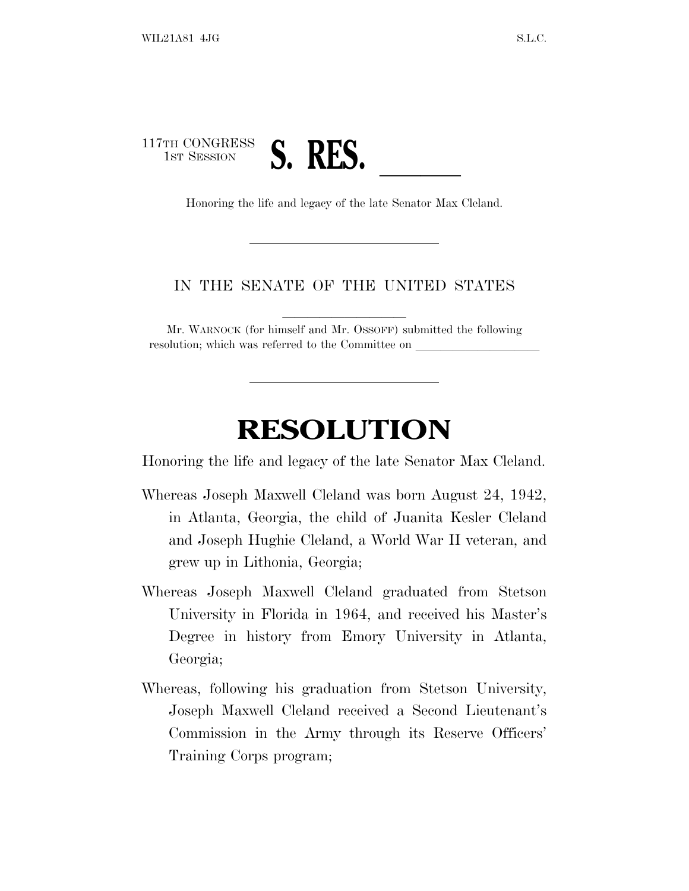117TH CONGRESS
1ST SESSION

# S. RES. \_\_\_\_\_\_

Honoring the life and legacy of the late Senator Max Cleland.

IN THE SENATE OF THE UNITED STATES

Mr. WARNOCK (for himself and Mr. OSSOFF) submitted the following resolution; which was referred to the Committee on \_\_\_\_\_\_\_\_\_\_\_\_\_\_\_\_\_\_\_\_

# RESOLUTION

Honoring the life and legacy of the late Senator Max Cleland.

Whereas Joseph Maxwell Cleland was born August 24, 1942, in Atlanta, Georgia, the child of Juanita Kesler Cleland and Joseph Hughie Cleland, a World War II veteran, and grew up in Lithonia, Georgia;

Whereas Joseph Maxwell Cleland graduated from Stetson University in Florida in 1964, and received his Master's Degree in history from Emory University in Atlanta, Georgia;

Whereas, following his graduation from Stetson University, Joseph Maxwell Cleland received a Second Lieutenant's Commission in the Army through its Reserve Officers' Training Corps program;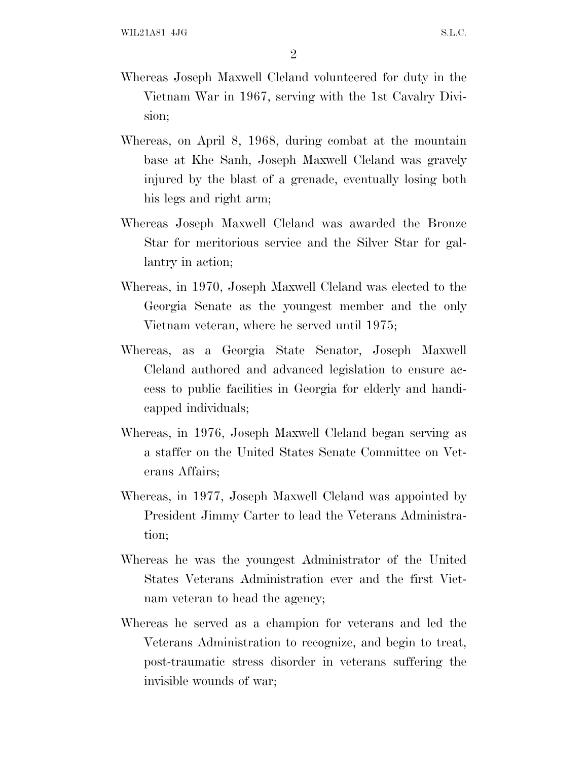Whereas Joseph Maxwell Cleland volunteered for duty in the Vietnam War in 1967, serving with the 1st Cavalry Division;

Whereas, on April 8, 1968, during combat at the mountain base at Khe Sanh, Joseph Maxwell Cleland was gravely injured by the blast of a grenade, eventually losing both his legs and right arm;

Whereas Joseph Maxwell Cleland was awarded the Bronze Star for meritorious service and the Silver Star for gallantry in action;

Whereas, in 1970, Joseph Maxwell Cleland was elected to the Georgia Senate as the youngest member and the only Vietnam veteran, where he served until 1975;

Whereas, as a Georgia State Senator, Joseph Maxwell Cleland authored and advanced legislation to ensure access to public facilities in Georgia for elderly and handicapped individuals;

Whereas, in 1976, Joseph Maxwell Cleland began serving as a staffer on the United States Senate Committee on Veterans Affairs;

Whereas, in 1977, Joseph Maxwell Cleland was appointed by President Jimmy Carter to lead the Veterans Administration;

Whereas he was the youngest Administrator of the United States Veterans Administration ever and the first Vietnam veteran to head the agency;

Whereas he served as a champion for veterans and led the Veterans Administration to recognize, and begin to treat, post-traumatic stress disorder in veterans suffering the invisible wounds of war;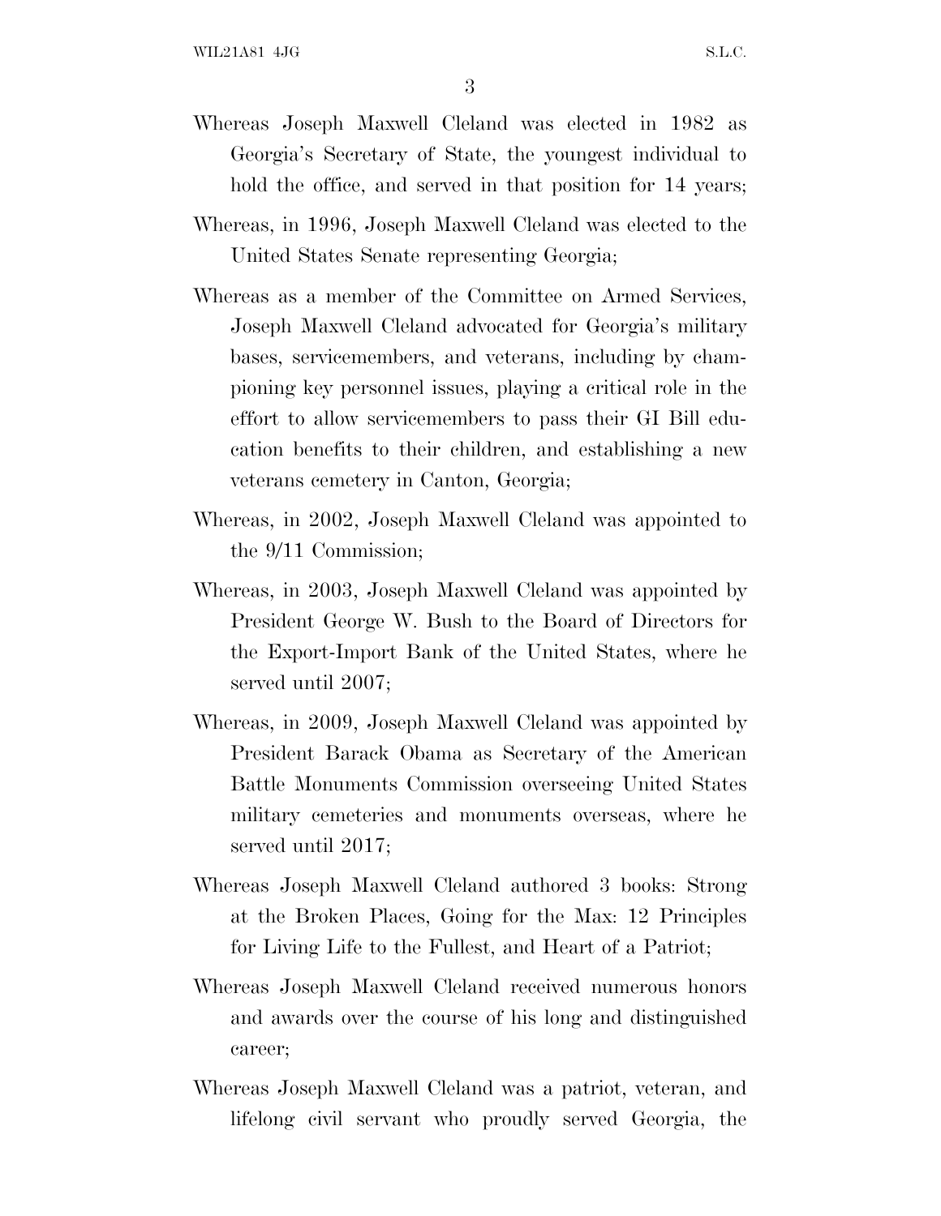Whereas Joseph Maxwell Cleland was elected in 1982 as Georgia's Secretary of State, the youngest individual to hold the office, and served in that position for 14 years;

Whereas, in 1996, Joseph Maxwell Cleland was elected to the United States Senate representing Georgia;

Whereas as a member of the Committee on Armed Services, Joseph Maxwell Cleland advocated for Georgia's military bases, servicemembers, and veterans, including by championing key personnel issues, playing a critical role in the effort to allow servicemembers to pass their GI Bill education benefits to their children, and establishing a new veterans cemetery in Canton, Georgia;

Whereas, in 2002, Joseph Maxwell Cleland was appointed to the 9/11 Commission;

Whereas, in 2003, Joseph Maxwell Cleland was appointed by President George W. Bush to the Board of Directors for the Export-Import Bank of the United States, where he served until 2007;

Whereas, in 2009, Joseph Maxwell Cleland was appointed by President Barack Obama as Secretary of the American Battle Monuments Commission overseeing United States military cemeteries and monuments overseas, where he served until 2017;

Whereas Joseph Maxwell Cleland authored 3 books: Strong at the Broken Places, Going for the Max: 12 Principles for Living Life to the Fullest, and Heart of a Patriot;

Whereas Joseph Maxwell Cleland received numerous honors and awards over the course of his long and distinguished career;

Whereas Joseph Maxwell Cleland was a patriot, veteran, and lifelong civil servant who proudly served Georgia, the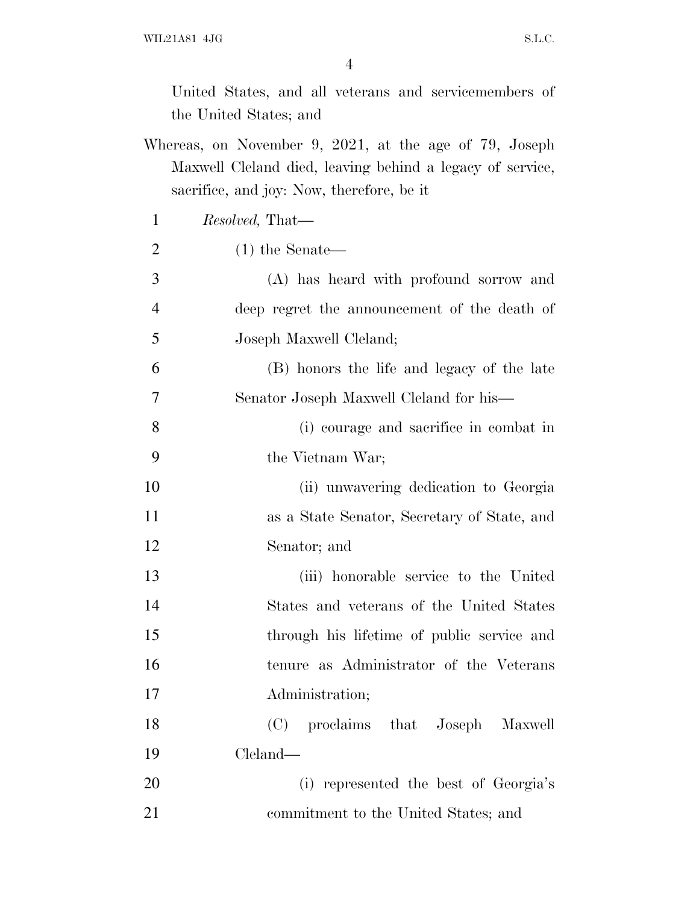United States, and all veterans and servicemembers of the United States; and

Whereas, on November 9, 2021, at the age of 79, Joseph Maxwell Cleland died, leaving behind a legacy of service, sacrifice, and joy: Now, therefore, be it

1 *Resolved,* That—

2 (1) the Senate—

3 (A) has heard with profound sorrow and
4 deep regret the announcement of the death of
5 Joseph Maxwell Cleland;

6 (B) honors the life and legacy of the late
7 Senator Joseph Maxwell Cleland for his—

8 (i) courage and sacrifice in combat in
9 the Vietnam War;

10 (ii) unwavering dedication to Georgia
11 as a State Senator, Secretary of State, and
12 Senator; and

13 (iii) honorable service to the United
14 States and veterans of the United States
15 through his lifetime of public service and
16 tenure as Administrator of the Veterans
17 Administration;

18 (C) proclaims that Joseph Maxwell
19 Cleland—

20 (i) represented the best of Georgia's
21 commitment to the United States; and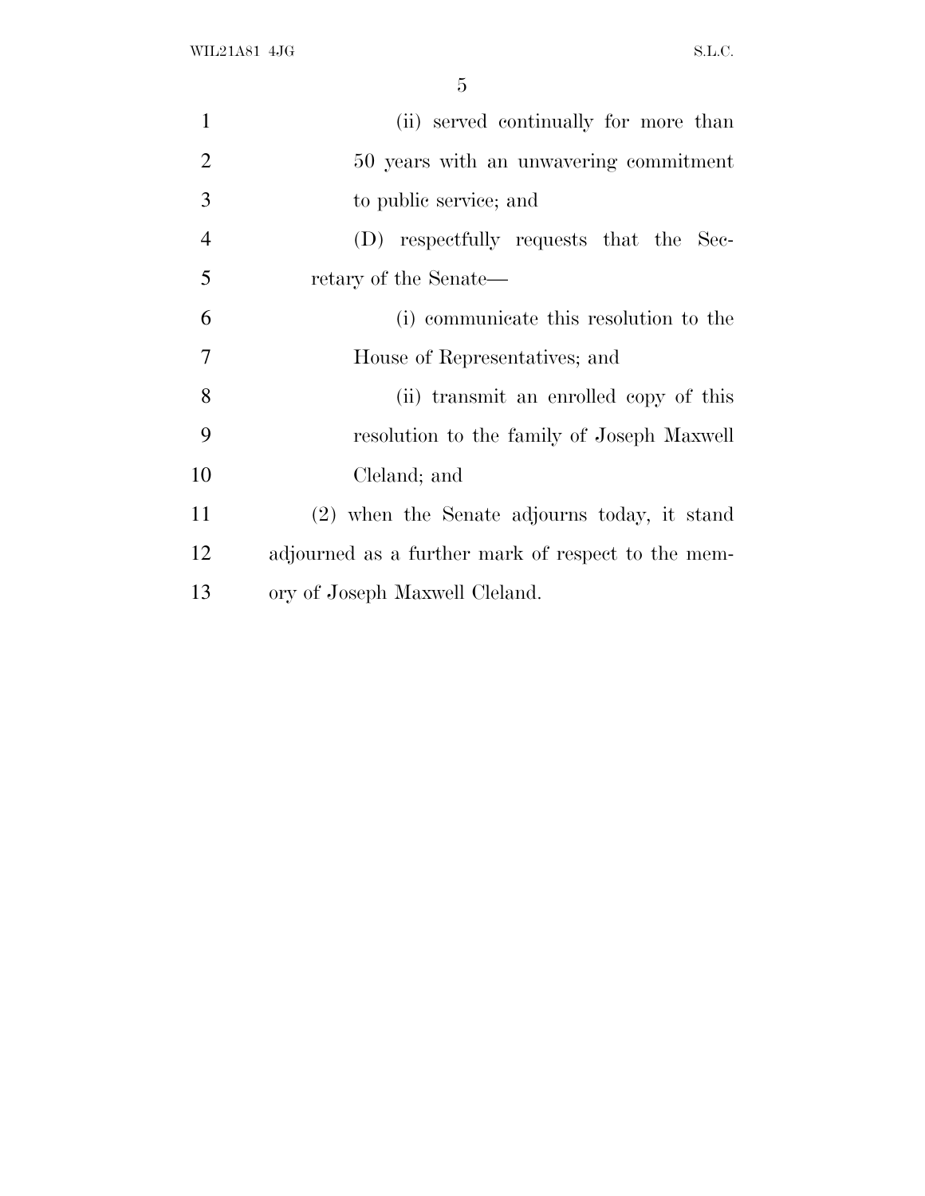(ii) served continually for more than 50 years with an unwavering commitment to public service; and

(D) respectfully requests that the Secretary of the Senate—

(i) communicate this resolution to the House of Representatives; and

(ii) transmit an enrolled copy of this resolution to the family of Joseph Maxwell Cleland; and

(2) when the Senate adjourns today, it stand adjourned as a further mark of respect to the memory of Joseph Maxwell Cleland.